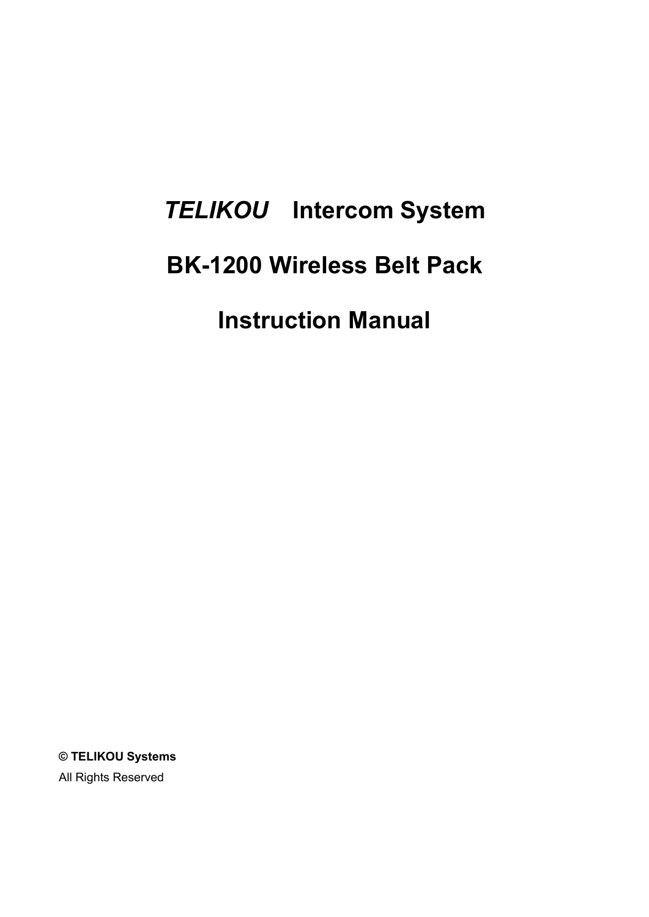# *TELIKOU* Intercom System

# BK-1200 Wireless Belt Pack

# Instruction Manual

**© TELIKOU Systems**

All Rights Reserved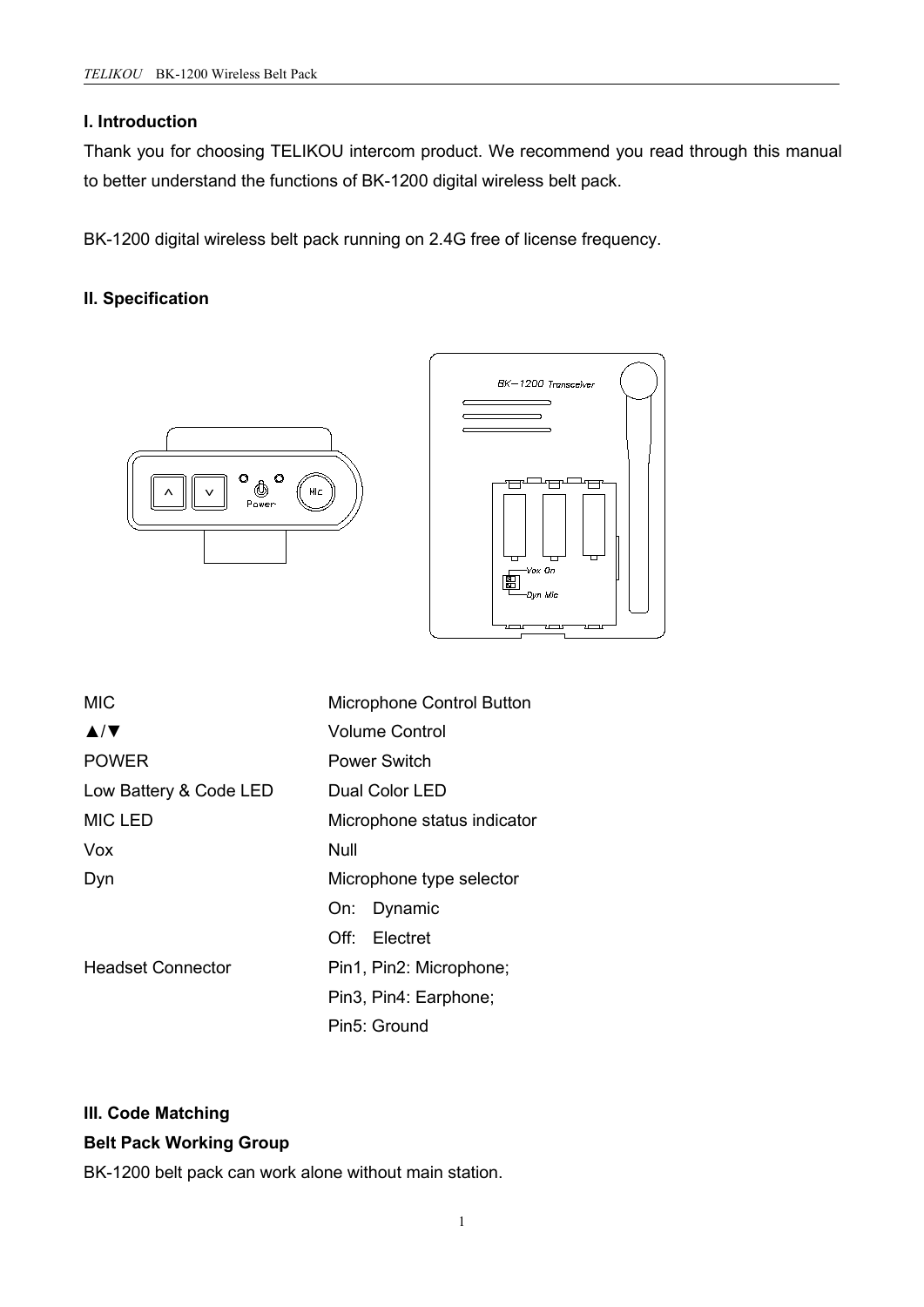## I. Introduction

Thank you for choosing TELIKOU intercom product. We recommend you read through this manual to better understand the functions of BK-1200 digital wireless belt pack.

BK-1200 digital wireless belt pack running on 2.4G free of license frequency.

## II. Specification

| | |
|---|---|
| MIC | Microphone Control Button |
| ▲/▼ | Volume Control |
| POWER | Power Switch |
| Low Battery & Code LED | Dual Color LED |
| MIC LED | Microphone status indicator |
| Vox | Null |
| Dyn | Microphone type selector<br>On: Dynamic<br>Off: Electret |
| Headset Connector | Pin1, Pin2: Microphone;<br>Pin3, Pin4: Earphone;<br>Pin5: Ground |

## III. Code Matching

**Belt Pack Working Group**

BK-1200 belt pack can work alone without main station.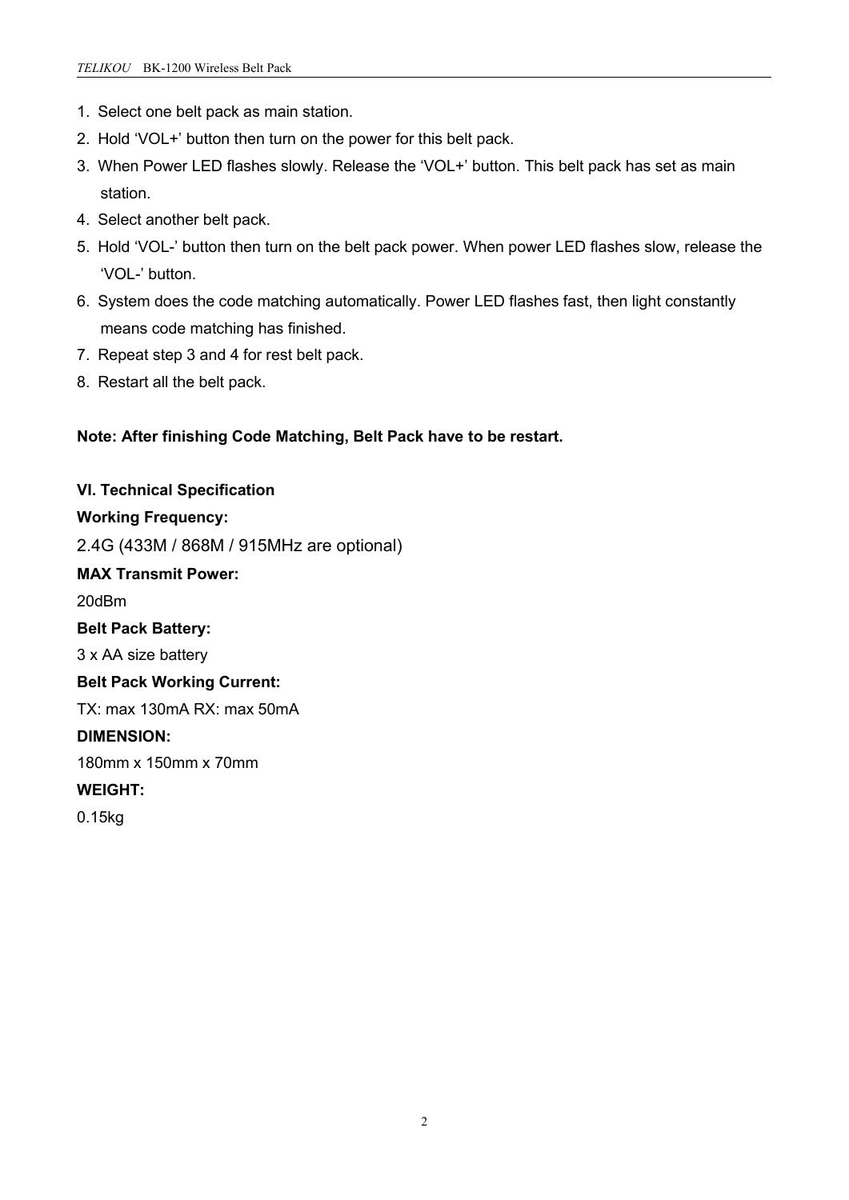1. Select one belt pack as main station.
2. Hold 'VOL+' button then turn on the power for this belt pack.
3. When Power LED flashes slowly. Release the 'VOL+' button. This belt pack has set as main station.
4. Select another belt pack.
5. Hold 'VOL-' button then turn on the belt pack power. When power LED flashes slow, release the 'VOL-' button.
6. System does the code matching automatically. Power LED flashes fast, then light constantly means code matching has finished.
7. Repeat step 3 and 4 for rest belt pack.
8. Restart all the belt pack.

**Note: After finishing Code Matching, Belt Pack have to be restart.**

## VI. Technical Specification

**Working Frequency:**

2.4G (433M / 868M / 915MHz are optional)

**MAX Transmit Power:**

20dBm

**Belt Pack Battery:**

3 x AA size battery

**Belt Pack Working Current:**

TX: max 130mA RX: max 50mA

**DIMENSION:**

180mm x 150mm x 70mm

**WEIGHT:**

0.15kg